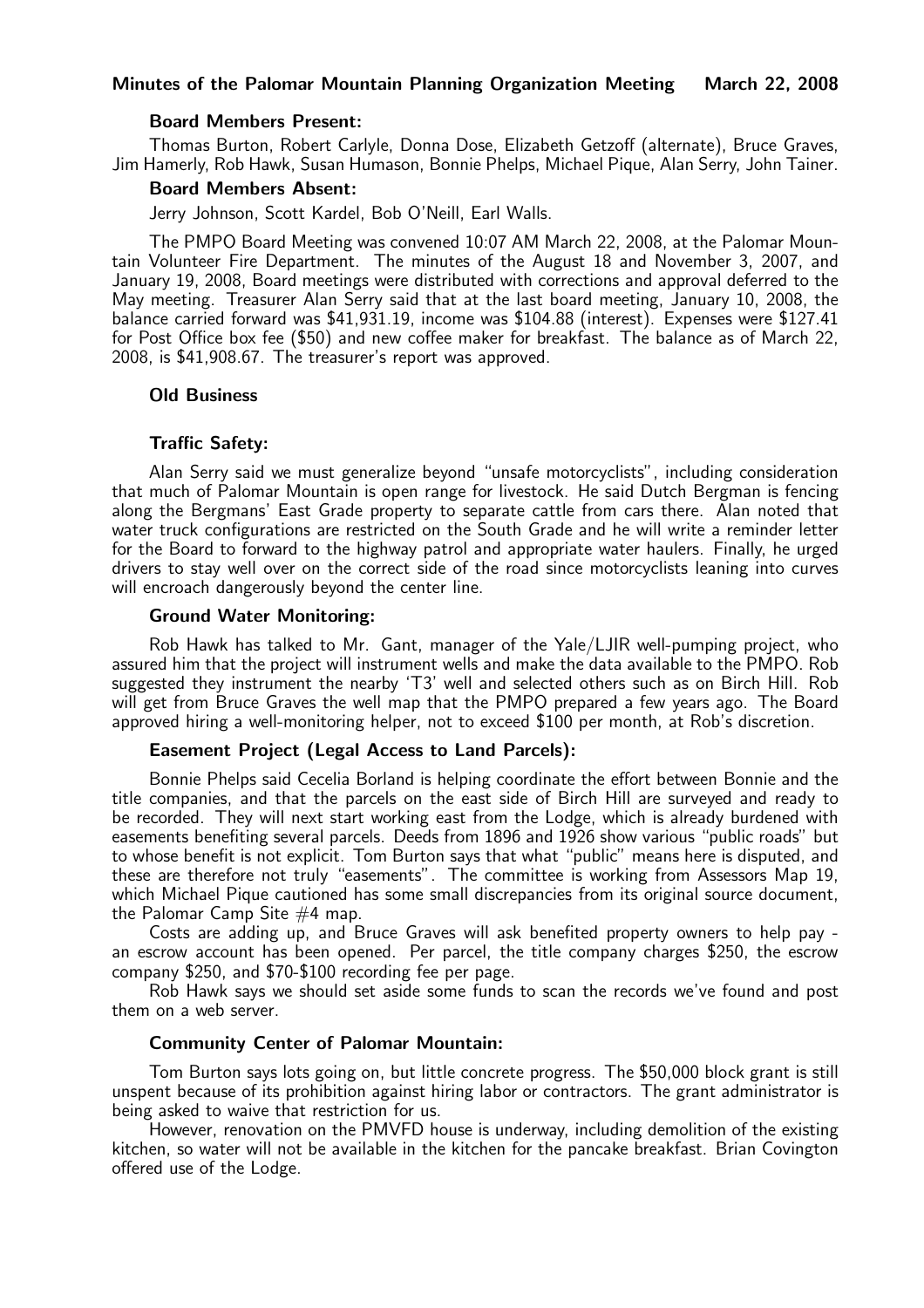**Minutes of the Palomar Mountain Planning Organization Meeting March 22, 2008**

**Board Members Present:**

Thomas Burton, Robert Carlyle, Donna Dose, Elizabeth Getzoff (alternate), Bruce Graves, Jim Hamerly, Rob Hawk, Susan Humason, Bonnie Phelps, Michael Pique, Alan Serry, John Tainer.

**Board Members Absent:**

Jerry Johnson, Scott Kardel, Bob O'Neill, Earl Walls.

The PMPO Board Meeting was convened 10:07 AM March 22, 2008, at the Palomar Mountain Volunteer Fire Department. The minutes of the August 18 and November 3, 2007, and January 19, 2008, Board meetings were distributed with corrections and approval deferred to the May meeting. Treasurer Alan Serry said that at the last board meeting, January 10, 2008, the balance carried forward was $41,931.19, income was $104.88 (interest). Expenses were $127.41 for Post Office box fee ($50) and new coffee maker for breakfast. The balance as of March 22, 2008, is $41,908.67. The treasurer's report was approved.

**Old Business**

**Traffic Safety:**

Alan Serry said we must generalize beyond "unsafe motorcyclists", including consideration that much of Palomar Mountain is open range for livestock. He said Dutch Bergman is fencing along the Bergmans' East Grade property to separate cattle from cars there. Alan noted that water truck configurations are restricted on the South Grade and he will write a reminder letter for the Board to forward to the highway patrol and appropriate water haulers. Finally, he urged drivers to stay well over on the correct side of the road since motorcyclists leaning into curves will encroach dangerously beyond the center line.

**Ground Water Monitoring:**

Rob Hawk has talked to Mr. Gant, manager of the Yale/LJIR well-pumping project, who assured him that the project will instrument wells and make the data available to the PMPO. Rob suggested they instrument the nearby 'T3' well and selected others such as on Birch Hill. Rob will get from Bruce Graves the well map that the PMPO prepared a few years ago. The Board approved hiring a well-monitoring helper, not to exceed $100 per month, at Rob's discretion.

**Easement Project (Legal Access to Land Parcels):**

Bonnie Phelps said Cecelia Borland is helping coordinate the effort between Bonnie and the title companies, and that the parcels on the east side of Birch Hill are surveyed and ready to be recorded. They will next start working east from the Lodge, which is already burdened with easements benefiting several parcels. Deeds from 1896 and 1926 show various "public roads" but to whose benefit is not explicit. Tom Burton says that what "public" means here is disputed, and these are therefore not truly "easements". The committee is working from Assessors Map 19, which Michael Pique cautioned has some small discrepancies from its original source document, the Palomar Camp Site #4 map.

Costs are adding up, and Bruce Graves will ask benefited property owners to help pay - an escrow account has been opened. Per parcel, the title company charges $250, the escrow company $250, and $70-$100 recording fee per page.

Rob Hawk says we should set aside some funds to scan the records we've found and post them on a web server.

**Community Center of Palomar Mountain:**

Tom Burton says lots going on, but little concrete progress. The $50,000 block grant is still unspent because of its prohibition against hiring labor or contractors. The grant administrator is being asked to waive that restriction for us.

However, renovation on the PMVFD house is underway, including demolition of the existing kitchen, so water will not be available in the kitchen for the pancake breakfast. Brian Covington offered use of the Lodge.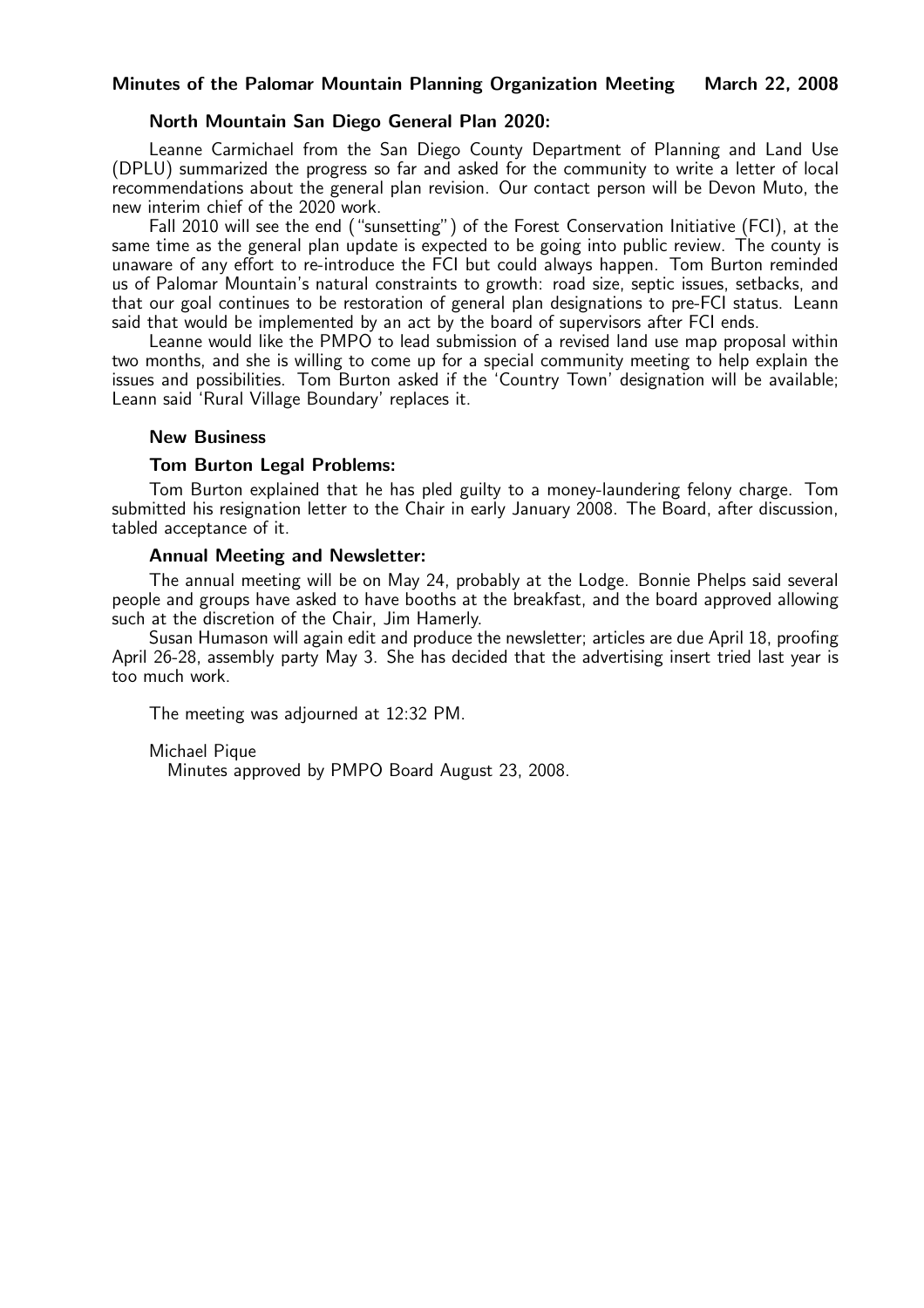### North Mountain San Diego General Plan 2020:

Leanne Carmichael from the San Diego County Department of Planning and Land Use (DPLU) summarized the progress so far and asked for the community to write a letter of local recommendations about the general plan revision. Our contact person will be Devon Muto, the new interim chief of the 2020 work.

Fall 2010 will see the end ("sunsetting") of the Forest Conservation Initiative (FCI), at the same time as the general plan update is expected to be going into public review. The county is unaware of any effort to re-introduce the FCI but could always happen. Tom Burton reminded us of Palomar Mountain's natural constraints to growth: road size, septic issues, setbacks, and that our goal continues to be restoration of general plan designations to pre-FCI status. Leann said that would be implemented by an act by the board of supervisors after FCI ends.

Leanne would like the PMPO to lead submission of a revised land use map proposal within two months, and she is willing to come up for a special community meeting to help explain the issues and possibilities. Tom Burton asked if the 'Country Town' designation will be available; Leann said 'Rural Village Boundary' replaces it.

### New Business

### Tom Burton Legal Problems:

Tom Burton explained that he has pled guilty to a money-laundering felony charge. Tom submitted his resignation letter to the Chair in early January 2008. The Board, after discussion, tabled acceptance of it.

### Annual Meeting and Newsletter:

The annual meeting will be on May 24, probably at the Lodge. Bonnie Phelps said several people and groups have asked to have booths at the breakfast, and the board approved allowing such at the discretion of the Chair, Jim Hamerly.

Susan Humason will again edit and produce the newsletter; articles are due April 18, proofing April 26-28, assembly party May 3. She has decided that the advertising insert tried last year is too much work.

The meeting was adjourned at 12:32 PM.

Michael Pique

Minutes approved by PMPO Board August 23, 2008.